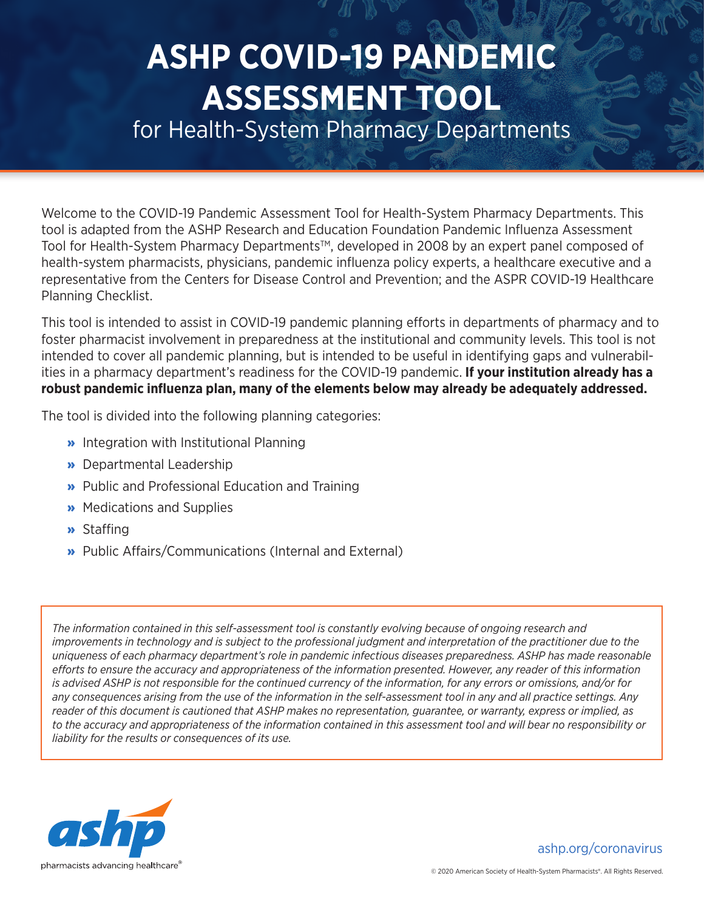# ASHP COVID-19 PANDEMIC ASSESSMENT TOOL

## for Health-System Pharmacy Departments

Welcome to the COVID-19 Pandemic Assessment Tool for Health-System Pharmacy Departments. This tool is adapted from the ASHP Research and Education Foundation Pandemic Influenza Assessment Tool for Health-System Pharmacy Departments™, developed in 2008 by an expert panel composed of health-system pharmacists, physicians, pandemic influenza policy experts, a healthcare executive and a representative from the Centers for Disease Control and Prevention; and the ASPR COVID-19 Healthcare Planning Checklist.

This tool is intended to assist in COVID-19 pandemic planning efforts in departments of pharmacy and to foster pharmacist involvement in preparedness at the institutional and community levels. This tool is not intended to cover all pandemic planning, but is intended to be useful in identifying gaps and vulnerabilities in a pharmacy department's readiness for the COVID-19 pandemic. **If your institution already has a robust pandemic influenza plan, many of the elements below may already be adequately addressed.**

The tool is divided into the following planning categories:

- Integration with Institutional Planning
- Departmental Leadership
- Public and Professional Education and Training
- Medications and Supplies
- Staffing
- Public Affairs/Communications (Internal and External)

*The information contained in this self-assessment tool is constantly evolving because of ongoing research and improvements in technology and is subject to the professional judgment and interpretation of the practitioner due to the uniqueness of each pharmacy department's role in pandemic infectious diseases preparedness. ASHP has made reasonable efforts to ensure the accuracy and appropriateness of the information presented. However, any reader of this information is advised ASHP is not responsible for the continued currency of the information, for any errors or omissions, and/or for any consequences arising from the use of the information in the self-assessment tool in any and all practice settings. Any reader of this document is cautioned that ASHP makes no representation, guarantee, or warranty, express or implied, as to the accuracy and appropriateness of the information contained in this assessment tool and will bear no responsibility or liability for the results or consequences of its use.*

ashp
pharmacists advancing healthcare®

ashp.org/coronavirus

© 2020 American Society of Health-System Pharmacists®. All Rights Reserved.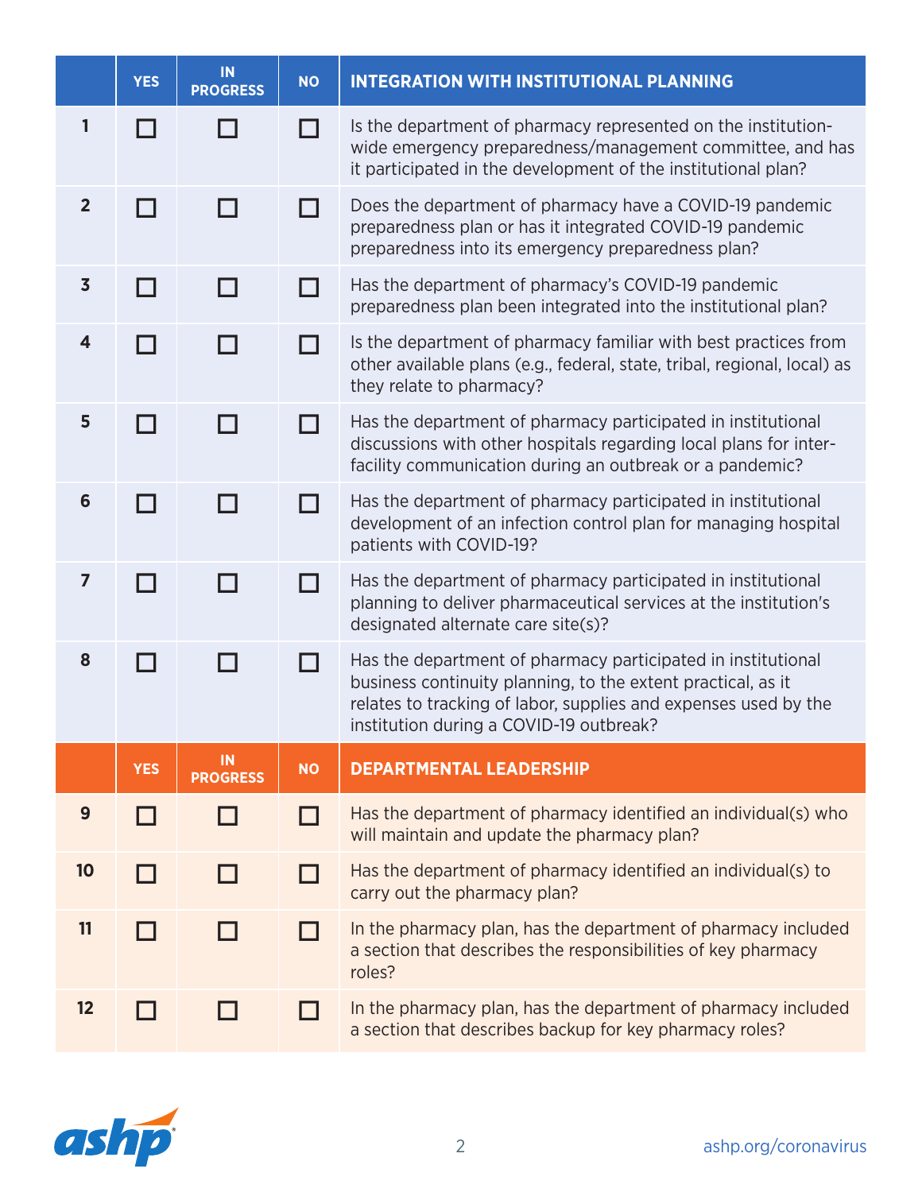| | YES | IN PROGRESS | NO | INTEGRATION WITH INSTITUTIONAL PLANNING |
|---|---|---|---|---|
| 1 | ☐ | ☐ | ☐ | Is the department of pharmacy represented on the institution-wide emergency preparedness/management committee, and has it participated in the development of the institutional plan? |
| 2 | ☐ | ☐ | ☐ | Does the department of pharmacy have a COVID-19 pandemic preparedness plan or has it integrated COVID-19 pandemic preparedness into its emergency preparedness plan? |
| 3 | ☐ | ☐ | ☐ | Has the department of pharmacy's COVID-19 pandemic preparedness plan been integrated into the institutional plan? |
| 4 | ☐ | ☐ | ☐ | Is the department of pharmacy familiar with best practices from other available plans (e.g., federal, state, tribal, regional, local) as they relate to pharmacy? |
| 5 | ☐ | ☐ | ☐ | Has the department of pharmacy participated in institutional discussions with other hospitals regarding local plans for inter-facility communication during an outbreak or a pandemic? |
| 6 | ☐ | ☐ | ☐ | Has the department of pharmacy participated in institutional development of an infection control plan for managing hospital patients with COVID-19? |
| 7 | ☐ | ☐ | ☐ | Has the department of pharmacy participated in institutional planning to deliver pharmaceutical services at the institution's designated alternate care site(s)? |
| 8 | ☐ | ☐ | ☐ | Has the department of pharmacy participated in institutional business continuity planning, to the extent practical, as it relates to tracking of labor, supplies and expenses used by the institution during a COVID-19 outbreak? |

| | YES | IN PROGRESS | NO | DEPARTMENTAL LEADERSHIP |
|---|---|---|---|---|
| 9 | ☐ | ☐ | ☐ | Has the department of pharmacy identified an individual(s) who will maintain and update the pharmacy plan? |
| 10 | ☐ | ☐ | ☐ | Has the department of pharmacy identified an individual(s) to carry out the pharmacy plan? |
| 11 | ☐ | ☐ | ☐ | In the pharmacy plan, has the department of pharmacy included a section that describes the responsibilities of key pharmacy roles? |
| 12 | ☐ | ☐ | ☐ | In the pharmacy plan, has the department of pharmacy included a section that describes backup for key pharmacy roles? |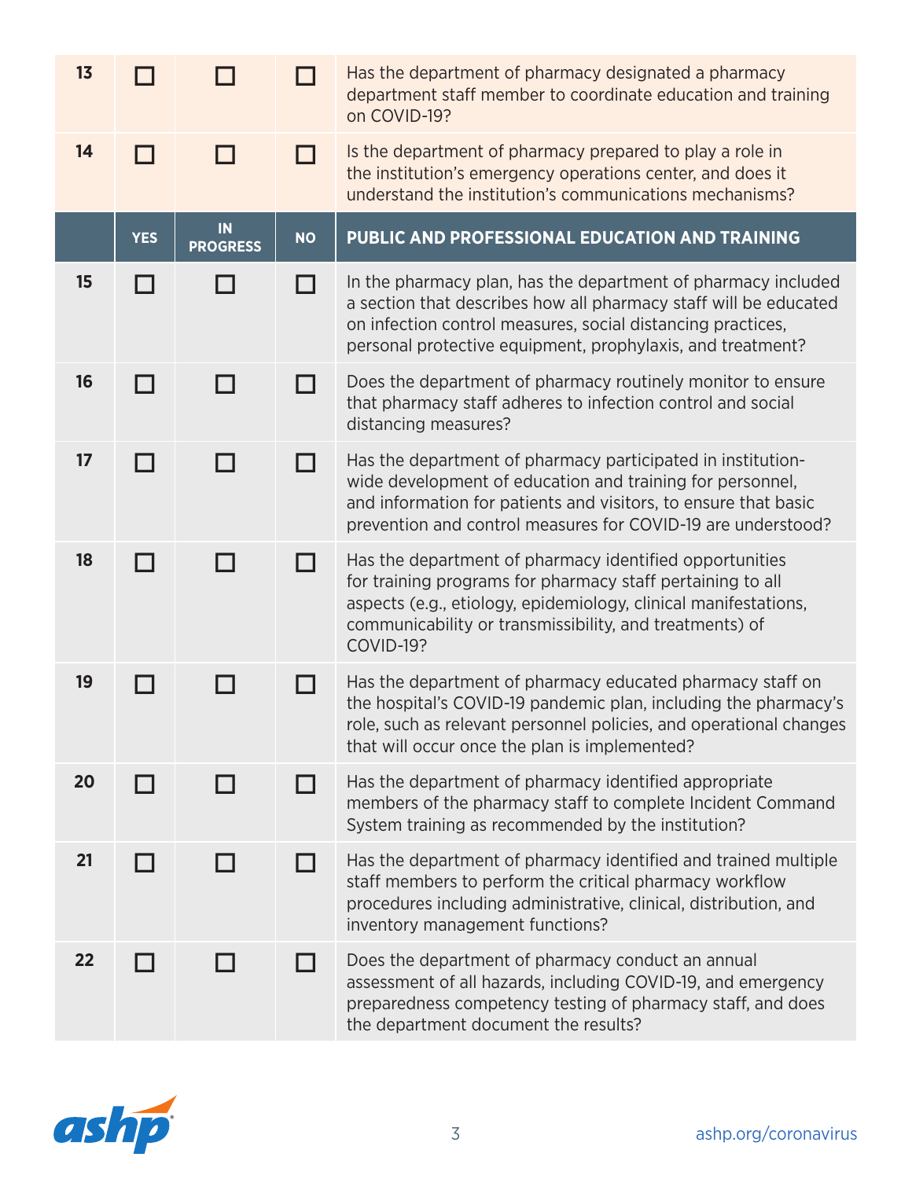| | | | | |
|---|---|---|---|---|
| 13 | ☐ | ☐ | ☐ | Has the department of pharmacy designated a pharmacy department staff member to coordinate education and training on COVID-19? |
| 14 | ☐ | ☐ | ☐ | Is the department of pharmacy prepared to play a role in the institution's emergency operations center, and does it understand the institution's communications mechanisms? |

| | YES | IN PROGRESS | NO | PUBLIC AND PROFESSIONAL EDUCATION AND TRAINING |
|---|---|---|---|---|
| 15 | ☐ | ☐ | ☐ | In the pharmacy plan, has the department of pharmacy included a section that describes how all pharmacy staff will be educated on infection control measures, social distancing practices, personal protective equipment, prophylaxis, and treatment? |
| 16 | ☐ | ☐ | ☐ | Does the department of pharmacy routinely monitor to ensure that pharmacy staff adheres to infection control and social distancing measures? |
| 17 | ☐ | ☐ | ☐ | Has the department of pharmacy participated in institution-wide development of education and training for personnel, and information for patients and visitors, to ensure that basic prevention and control measures for COVID-19 are understood? |
| 18 | ☐ | ☐ | ☐ | Has the department of pharmacy identified opportunities for training programs for pharmacy staff pertaining to all aspects (e.g., etiology, epidemiology, clinical manifestations, communicability or transmissibility, and treatments) of COVID-19? |
| 19 | ☐ | ☐ | ☐ | Has the department of pharmacy educated pharmacy staff on the hospital's COVID-19 pandemic plan, including the pharmacy's role, such as relevant personnel policies, and operational changes that will occur once the plan is implemented? |
| 20 | ☐ | ☐ | ☐ | Has the department of pharmacy identified appropriate members of the pharmacy staff to complete Incident Command System training as recommended by the institution? |
| 21 | ☐ | ☐ | ☐ | Has the department of pharmacy identified and trained multiple staff members to perform the critical pharmacy workflow procedures including administrative, clinical, distribution, and inventory management functions? |
| 22 | ☐ | ☐ | ☐ | Does the department of pharmacy conduct an annual assessment of all hazards, including COVID-19, and emergency preparedness competency testing of pharmacy staff, and does the department document the results? |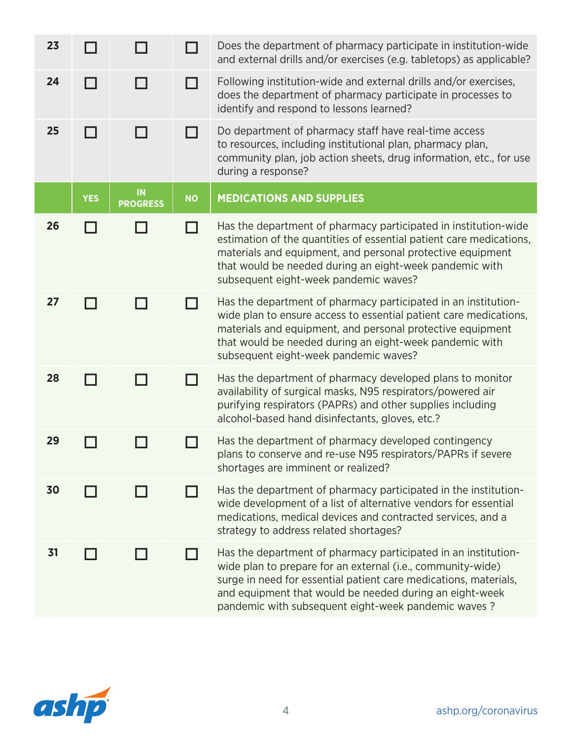| | | | | |
|---|---|---|---|---|
| 23 | ☐ | ☐ | ☐ | Does the department of pharmacy participate in institution-wide and external drills and/or exercises (e.g. tabletops) as applicable? |
| 24 | ☐ | ☐ | ☐ | Following institution-wide and external drills and/or exercises, does the department of pharmacy participate in processes to identify and respond to lessons learned? |
| 25 | ☐ | ☐ | ☐ | Do department of pharmacy staff have real-time access to resources, including institutional plan, pharmacy plan, community plan, job action sheets, drug information, etc., for use during a response? |

| | YES | IN PROGRESS | NO | MEDICATIONS AND SUPPLIES |
|---|---|---|---|---|
| 26 | ☐ | ☐ | ☐ | Has the department of pharmacy participated in institution-wide estimation of the quantities of essential patient care medications, materials and equipment, and personal protective equipment that would be needed during an eight-week pandemic with subsequent eight-week pandemic waves? |
| 27 | ☐ | ☐ | ☐ | Has the department of pharmacy participated in an institution-wide plan to ensure access to essential patient care medications, materials and equipment, and personal protective equipment that would be needed during an eight-week pandemic with subsequent eight-week pandemic waves? |
| 28 | ☐ | ☐ | ☐ | Has the department of pharmacy developed plans to monitor availability of surgical masks, N95 respirators/powered air purifying respirators (PAPRs) and other supplies including alcohol-based hand disinfectants, gloves, etc.? |
| 29 | ☐ | ☐ | ☐ | Has the department of pharmacy developed contingency plans to conserve and re-use N95 respirators/PAPRs if severe shortages are imminent or realized? |
| 30 | ☐ | ☐ | ☐ | Has the department of pharmacy participated in the institution-wide development of a list of alternative vendors for essential medications, medical devices and contracted services, and a strategy to address related shortages? |
| 31 | ☐ | ☐ | ☐ | Has the department of pharmacy participated in an institution-wide plan to prepare for an external (i.e., community-wide) surge in need for essential patient care medications, materials, and equipment that would be needed during an eight-week pandemic with subsequent eight-week pandemic waves ? |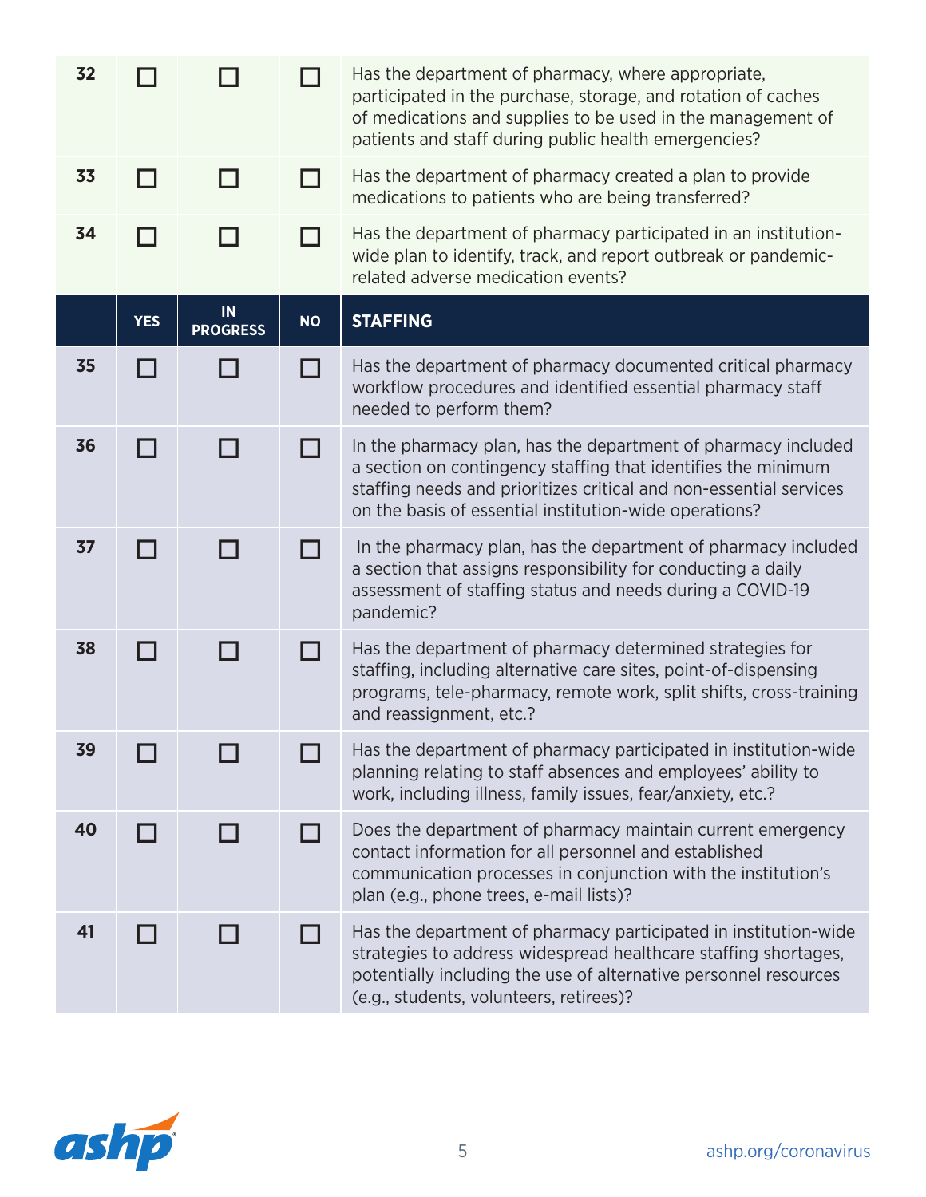| | | | | |
|---|---|---|---|---|
| 32 | ☐ | ☐ | ☐ | Has the department of pharmacy, where appropriate, participated in the purchase, storage, and rotation of caches of medications and supplies to be used in the management of patients and staff during public health emergencies? |
| 33 | ☐ | ☐ | ☐ | Has the department of pharmacy created a plan to provide medications to patients who are being transferred? |
| 34 | ☐ | ☐ | ☐ | Has the department of pharmacy participated in an institution-wide plan to identify, track, and report outbreak or pandemic-related adverse medication events? |

| | YES | IN PROGRESS | NO | STAFFING |
|---|---|---|---|---|
| 35 | ☐ | ☐ | ☐ | Has the department of pharmacy documented critical pharmacy workflow procedures and identified essential pharmacy staff needed to perform them? |
| 36 | ☐ | ☐ | ☐ | In the pharmacy plan, has the department of pharmacy included a section on contingency staffing that identifies the minimum staffing needs and prioritizes critical and non-essential services on the basis of essential institution-wide operations? |
| 37 | ☐ | ☐ | ☐ | In the pharmacy plan, has the department of pharmacy included a section that assigns responsibility for conducting a daily assessment of staffing status and needs during a COVID-19 pandemic? |
| 38 | ☐ | ☐ | ☐ | Has the department of pharmacy determined strategies for staffing, including alternative care sites, point-of-dispensing programs, tele-pharmacy, remote work, split shifts, cross-training and reassignment, etc.? |
| 39 | ☐ | ☐ | ☐ | Has the department of pharmacy participated in institution-wide planning relating to staff absences and employees' ability to work, including illness, family issues, fear/anxiety, etc.? |
| 40 | ☐ | ☐ | ☐ | Does the department of pharmacy maintain current emergency contact information for all personnel and established communication processes in conjunction with the institution's plan (e.g., phone trees, e-mail lists)? |
| 41 | ☐ | ☐ | ☐ | Has the department of pharmacy participated in institution-wide strategies to address widespread healthcare staffing shortages, potentially including the use of alternative personnel resources (e.g., students, volunteers, retirees)? |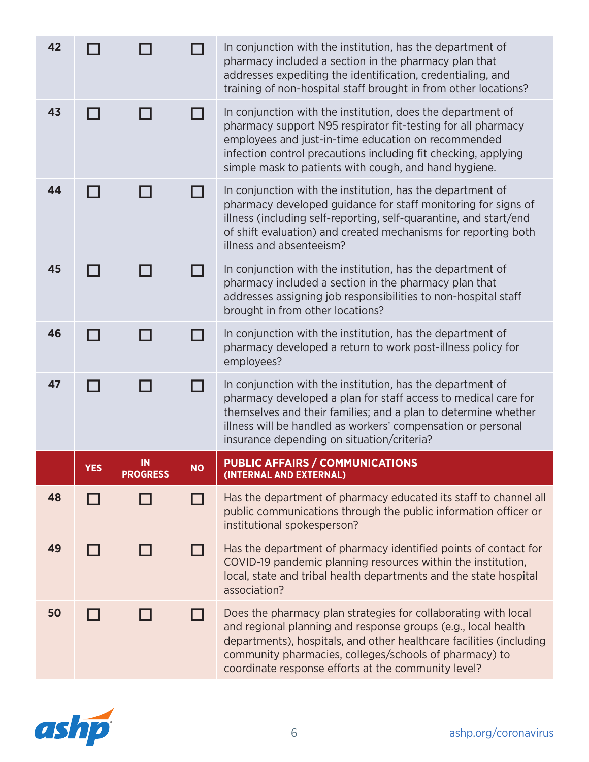| | | | | |
|---|---|---|---|---|
| 42 | ☐ | ☐ | ☐ | In conjunction with the institution, has the department of pharmacy included a section in the pharmacy plan that addresses expediting the identification, credentialing, and training of non-hospital staff brought in from other locations? |
| 43 | ☐ | ☐ | ☐ | In conjunction with the institution, does the department of pharmacy support N95 respirator fit-testing for all pharmacy employees and just-in-time education on recommended infection control precautions including fit checking, applying simple mask to patients with cough, and hand hygiene. |
| 44 | ☐ | ☐ | ☐ | In conjunction with the institution, has the department of pharmacy developed guidance for staff monitoring for signs of illness (including self-reporting, self-quarantine, and start/end of shift evaluation) and created mechanisms for reporting both illness and absenteeism? |
| 45 | ☐ | ☐ | ☐ | In conjunction with the institution, has the department of pharmacy included a section in the pharmacy plan that addresses assigning job responsibilities to non-hospital staff brought in from other locations? |
| 46 | ☐ | ☐ | ☐ | In conjunction with the institution, has the department of pharmacy developed a return to work post-illness policy for employees? |
| 47 | ☐ | ☐ | ☐ | In conjunction with the institution, has the department of pharmacy developed a plan for staff access to medical care for themselves and their families; and a plan to determine whether illness will be handled as workers' compensation or personal insurance depending on situation/criteria? |

| | YES | IN PROGRESS | NO | **PUBLIC AFFAIRS / COMMUNICATIONS (INTERNAL AND EXTERNAL)** |
|---|---|---|---|---|
| 48 | ☐ | ☐ | ☐ | Has the department of pharmacy educated its staff to channel all public communications through the public information officer or institutional spokesperson? |
| 49 | ☐ | ☐ | ☐ | Has the department of pharmacy identified points of contact for COVID-19 pandemic planning resources within the institution, local, state and tribal health departments and the state hospital association? |
| 50 | ☐ | ☐ | ☐ | Does the pharmacy plan strategies for collaborating with local and regional planning and response groups (e.g., local health departments), hospitals, and other healthcare facilities (including community pharmacies, colleges/schools of pharmacy) to coordinate response efforts at the community level? |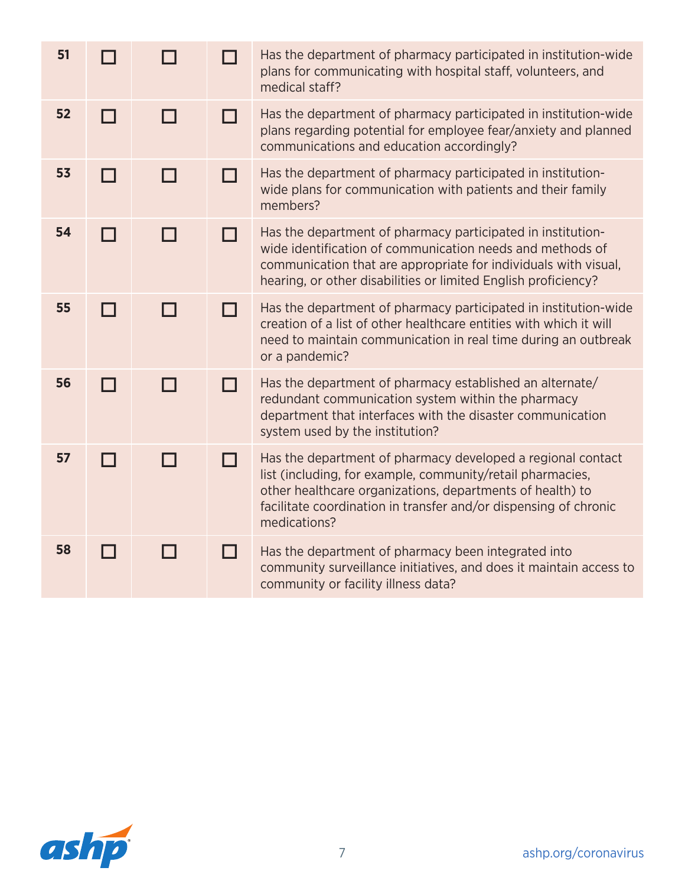| | | | | |
|---|---|---|---|---|
| 51 | ☐ | ☐ | ☐ | Has the department of pharmacy participated in institution-wide plans for communicating with hospital staff, volunteers, and medical staff? |
| 52 | ☐ | ☐ | ☐ | Has the department of pharmacy participated in institution-wide plans regarding potential for employee fear/anxiety and planned communications and education accordingly? |
| 53 | ☐ | ☐ | ☐ | Has the department of pharmacy participated in institution-wide plans for communication with patients and their family members? |
| 54 | ☐ | ☐ | ☐ | Has the department of pharmacy participated in institution-wide identification of communication needs and methods of communication that are appropriate for individuals with visual, hearing, or other disabilities or limited English proficiency? |
| 55 | ☐ | ☐ | ☐ | Has the department of pharmacy participated in institution-wide creation of a list of other healthcare entities with which it will need to maintain communication in real time during an outbreak or a pandemic? |
| 56 | ☐ | ☐ | ☐ | Has the department of pharmacy established an alternate/redundant communication system within the pharmacy department that interfaces with the disaster communication system used by the institution? |
| 57 | ☐ | ☐ | ☐ | Has the department of pharmacy developed a regional contact list (including, for example, community/retail pharmacies, other healthcare organizations, departments of health) to facilitate coordination in transfer and/or dispensing of chronic medications? |
| 58 | ☐ | ☐ | ☐ | Has the department of pharmacy been integrated into community surveillance initiatives, and does it maintain access to community or facility illness data? |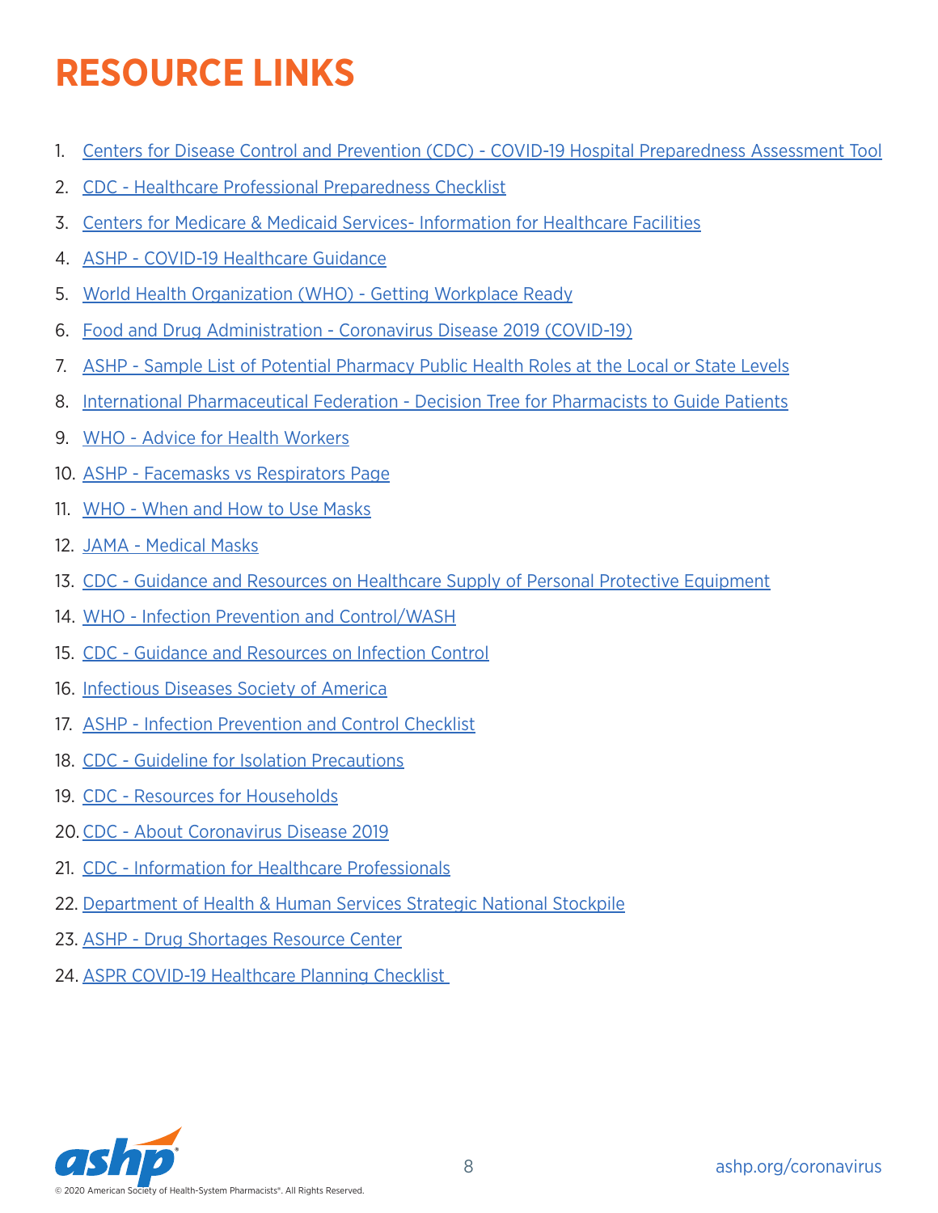# RESOURCE LINKS

1. Centers for Disease Control and Prevention (CDC) - COVID-19 Hospital Preparedness Assessment Tool
2. CDC - Healthcare Professional Preparedness Checklist
3. Centers for Medicare & Medicaid Services- Information for Healthcare Facilities
4. ASHP - COVID-19 Healthcare Guidance
5. World Health Organization (WHO) - Getting Workplace Ready
6. Food and Drug Administration - Coronavirus Disease 2019 (COVID-19)
7. ASHP - Sample List of Potential Pharmacy Public Health Roles at the Local or State Levels
8. International Pharmaceutical Federation - Decision Tree for Pharmacists to Guide Patients
9. WHO - Advice for Health Workers
10. ASHP - Facemasks vs Respirators Page
11. WHO - When and How to Use Masks
12. JAMA - Medical Masks
13. CDC - Guidance and Resources on Healthcare Supply of Personal Protective Equipment
14. WHO - Infection Prevention and Control/WASH
15. CDC - Guidance and Resources on Infection Control
16. Infectious Diseases Society of America
17. ASHP - Infection Prevention and Control Checklist
18. CDC - Guideline for Isolation Precautions
19. CDC - Resources for Households
20. CDC - About Coronavirus Disease 2019
21. CDC - Information for Healthcare Professionals
22. Department of Health & Human Services Strategic National Stockpile
23. ASHP - Drug Shortages Resource Center
24. ASPR COVID-19 Healthcare Planning Checklist

© 2020 American Society of Health-System Pharmacists®. All Rights Reserved.

ashp.org/coronavirus